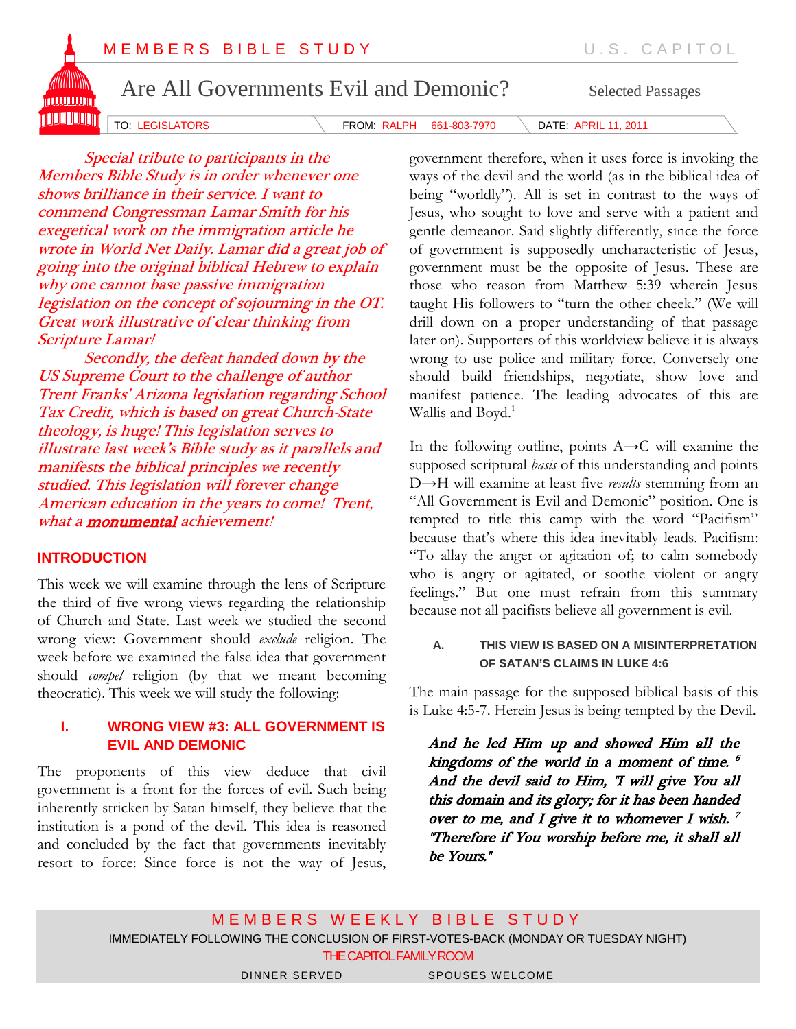MEMBERS BIBLE STUDY — U.S. CAPITOL

# Are All Governments Evil and Demonic?

Selected Passages

TO: LEGISLATORS FROM: RALPH 661-803-7970 DATE: APRIL 11, 2011

*Special tribute to participants in the Members Bible Study is in order whenever one shows brilliance in their service. I want to commend Congressman Lamar Smith for his exegetical work on the immigration article he wrote in World Net Daily. Lamar did a great job of going into the original biblical Hebrew to explain why one cannot base passive immigration legislation on the concept of sojourning in the OT. Great work illustrative of clear thinking from Scripture Lamar!*

*Secondly, the defeat handed down by the US Supreme Court to the challenge of author Trent Franks' Arizona legislation regarding School Tax Credit, which is based on great Church-State theology, is huge! This legislation serves to illustrate last week's Bible study as it parallels and manifests the biblical principles we recently studied. This legislation will forever change American education in the years to come! Trent, what a **monumental** achievement!*

## INTRODUCTION

This week we will examine through the lens of Scripture the third of five wrong views regarding the relationship of Church and State. Last week we studied the second wrong view: Government should *exclude* religion. The week before we examined the false idea that government should *compel* religion (by that we meant becoming theocratic). This week we will study the following:

## I. WRONG VIEW #3: ALL GOVERNMENT IS EVIL AND DEMONIC

The proponents of this view deduce that civil government is a front for the forces of evil. Such being inherently stricken by Satan himself, they believe that the institution is a pond of the devil. This idea is reasoned and concluded by the fact that governments inevitably resort to force: Since force is not the way of Jesus, government therefore, when it uses force is invoking the ways of the devil and the world (as in the biblical idea of being "worldly"). All is set in contrast to the ways of Jesus, who sought to love and serve with a patient and gentle demeanor. Said slightly differently, since the force of government is supposedly uncharacteristic of Jesus, government must be the opposite of Jesus. These are those who reason from Matthew 5:39 wherein Jesus taught His followers to "turn the other cheek." (We will drill down on a proper understanding of that passage later on). Supporters of this worldview believe it is always wrong to use police and military force. Conversely one should build friendships, negotiate, show love and manifest patience. The leading advocates of this are Wallis and Boyd.[1]

In the following outline, points A→C will examine the supposed scriptural *basis* of this understanding and points D→H will examine at least five *results* stemming from an "All Government is Evil and Demonic" position. One is tempted to title this camp with the word "Pacifism" because that's where this idea inevitably leads. Pacifism: "To allay the anger or agitation of; to calm somebody who is angry or agitated, or soothe violent or angry feelings." But one must refrain from this summary because not all pacifists believe all government is evil.

### A. THIS VIEW IS BASED ON A MISINTERPRETATION OF SATAN'S CLAIMS IN LUKE 4:6

The main passage for the supposed biblical basis of this is Luke 4:5-7. Herein Jesus is being tempted by the Devil.

> ***And he led Him up and showed Him all the kingdoms of the world in a moment of time.*** [6] ***And the devil said to Him, "I will give You all this domain and its glory; for it has been handed over to me, and I give it to whomever I wish.*** [7] ***"Therefore if You worship before me, it shall all be Yours."***

MEMBERS WEEKLY BIBLE STUDY

IMMEDIATELY FOLLOWING THE CONCLUSION OF FIRST-VOTES-BACK (MONDAY OR TUESDAY NIGHT)

THE CAPITOL FAMILY ROOM

DINNER SERVED — SPOUSES WELCOME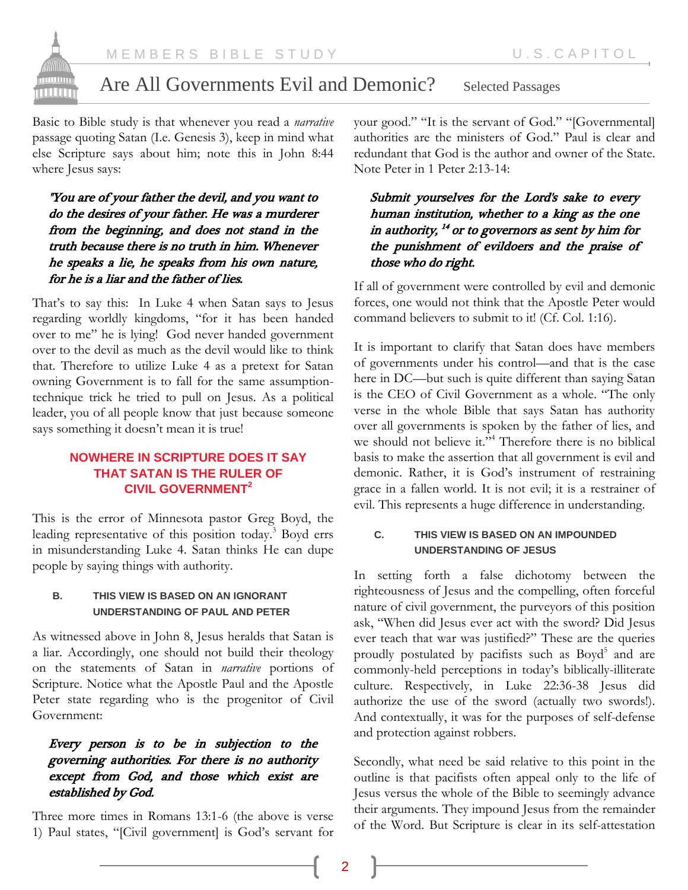Basic to Bible study is that whenever you read a *narrative* passage quoting Satan (I.e. Genesis 3), keep in mind what else Scripture says about him; note this in John 8:44 where Jesus says:

> ***"You are of your father the devil, and you want to do the desires of your father. He was a murderer from the beginning, and does not stand in the truth because there is no truth in him. Whenever he speaks a lie, he speaks from his own nature, for he is a liar and the father of lies.***

That's to say this: In Luke 4 when Satan says to Jesus regarding worldly kingdoms, "for it has been handed over to me" he is lying! God never handed government over to the devil as much as the devil would like to think that. Therefore to utilize Luke 4 as a pretext for Satan owning Government is to fall for the same assumption-technique trick he tried to pull on Jesus. As a political leader, you of all people know that just because someone says something it doesn't mean it is true!

**NOWHERE IN SCRIPTURE DOES IT SAY THAT SATAN IS THE RULER OF CIVIL GOVERNMENT[2]**

This is the error of Minnesota pastor Greg Boyd, the leading representative of this position today.[3] Boyd errs in misunderstanding Luke 4. Satan thinks He can dupe people by saying things with authority.

#### B. THIS VIEW IS BASED ON AN IGNORANT UNDERSTANDING OF PAUL AND PETER

As witnessed above in John 8, Jesus heralds that Satan is a liar. Accordingly, one should not build their theology on the statements of Satan in *narrative* portions of Scripture. Notice what the Apostle Paul and the Apostle Peter state regarding who is the progenitor of Civil Government:

> ***Every person is to be in subjection to the governing authorities. For there is no authority except from God, and those which exist are established by God.***

Three more times in Romans 13:1-6 (the above is verse 1) Paul states, "[Civil government] is God's servant for your good." "It is the servant of God." "[Governmental] authorities are the ministers of God." Paul is clear and redundant that God is the author and owner of the State. Note Peter in 1 Peter 2:13-14:

> ***Submit yourselves for the Lord's sake to every human institution, whether to a king as the one in authority, [14] or to governors as sent by him for the punishment of evildoers and the praise of those who do right.***

If all of government were controlled by evil and demonic forces, one would not think that the Apostle Peter would command believers to submit to it! (Cf. Col. 1:16).

It is important to clarify that Satan does have members of governments under his control—and that is the case here in DC—but such is quite different than saying Satan is the CEO of Civil Government as a whole. "The only verse in the whole Bible that says Satan has authority over all governments is spoken by the father of lies, and we should not believe it."[4] Therefore there is no biblical basis to make the assertion that all government is evil and demonic. Rather, it is God's instrument of restraining grace in a fallen world. It is not evil; it is a restrainer of evil. This represents a huge difference in understanding.

#### C. THIS VIEW IS BASED ON AN IMPOUNDED UNDERSTANDING OF JESUS

In setting forth a false dichotomy between the righteousness of Jesus and the compelling, often forceful nature of civil government, the purveyors of this position ask, "When did Jesus ever act with the sword? Did Jesus ever teach that war was justified?" These are the queries proudly postulated by pacifists such as Boyd[5] and are commonly-held perceptions in today's biblically-illiterate culture. Respectively, in Luke 22:36-38 Jesus did authorize the use of the sword (actually two swords!). And contextually, it was for the purposes of self-defense and protection against robbers.

Secondly, what need be said relative to this point in the outline is that pacifists often appeal only to the life of Jesus versus the whole of the Bible to seemingly advance their arguments. They impound Jesus from the remainder of the Word. But Scripture is clear in its self-attestation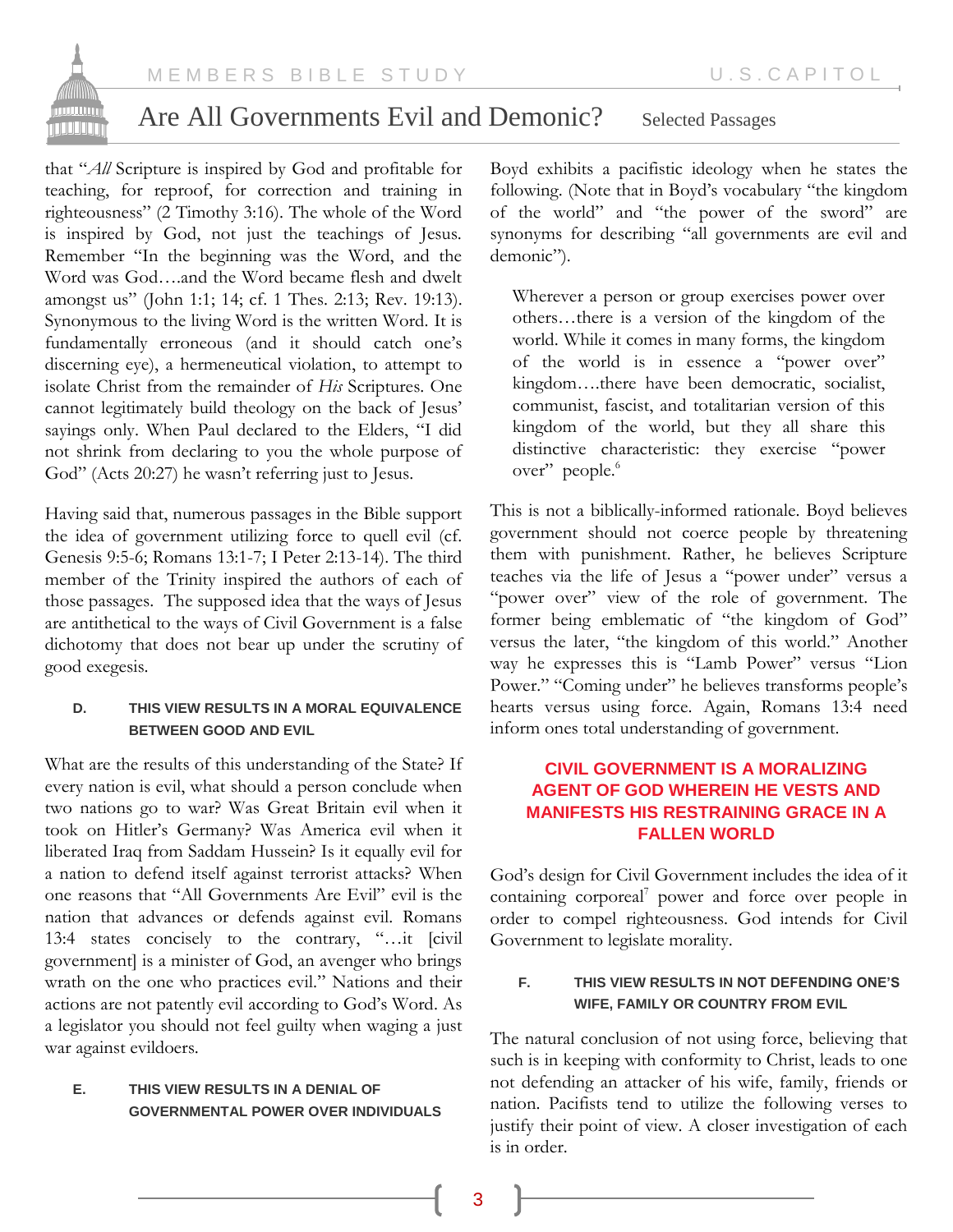that "*All* Scripture is inspired by God and profitable for teaching, for reproof, for correction and training in righteousness" (2 Timothy 3:16). The whole of the Word is inspired by God, not just the teachings of Jesus. Remember "In the beginning was the Word, and the Word was God….and the Word became flesh and dwelt amongst us" (John 1:1; 14; cf. 1 Thes. 2:13; Rev. 19:13). Synonymous to the living Word is the written Word. It is fundamentally erroneous (and it should catch one's discerning eye), a hermeneutical violation, to attempt to isolate Christ from the remainder of *His* Scriptures. One cannot legitimately build theology on the back of Jesus' sayings only. When Paul declared to the Elders, "I did not shrink from declaring to you the whole purpose of God" (Acts 20:27) he wasn't referring just to Jesus.

Having said that, numerous passages in the Bible support the idea of government utilizing force to quell evil (cf. Genesis 9:5-6; Romans 13:1-7; I Peter 2:13-14). The third member of the Trinity inspired the authors of each of those passages. The supposed idea that the ways of Jesus are antithetical to the ways of Civil Government is a false dichotomy that does not bear up under the scrutiny of good exegesis.

#### D. THIS VIEW RESULTS IN A MORAL EQUIVALENCE BETWEEN GOOD AND EVIL

What are the results of this understanding of the State? If every nation is evil, what should a person conclude when two nations go to war? Was Great Britain evil when it took on Hitler's Germany? Was America evil when it liberated Iraq from Saddam Hussein? Is it equally evil for a nation to defend itself against terrorist attacks? When one reasons that "All Governments Are Evil" evil is the nation that advances or defends against evil. Romans 13:4 states concisely to the contrary, "…it [civil government] is a minister of God, an avenger who brings wrath on the one who practices evil." Nations and their actions are not patently evil according to God's Word. As a legislator you should not feel guilty when waging a just war against evildoers.

#### E. THIS VIEW RESULTS IN A DENIAL OF GOVERNMENTAL POWER OVER INDIVIDUALS

Boyd exhibits a pacifistic ideology when he states the following. (Note that in Boyd's vocabulary "the kingdom of the world" and "the power of the sword" are synonyms for describing "all governments are evil and demonic").

> Wherever a person or group exercises power over others…there is a version of the kingdom of the world. While it comes in many forms, the kingdom of the world is in essence a "power over" kingdom….there have been democratic, socialist, communist, fascist, and totalitarian version of this kingdom of the world, but they all share this distinctive characteristic: they exercise "power over" people.[6]

This is not a biblically-informed rationale. Boyd believes government should not coerce people by threatening them with punishment. Rather, he believes Scripture teaches via the life of Jesus a "power under" versus a "power over" view of the role of government. The former being emblematic of "the kingdom of God" versus the later, "the kingdom of this world." Another way he expresses this is "Lamb Power" versus "Lion Power." "Coming under" he believes transforms people's hearts versus using force. Again, Romans 13:4 need inform ones total understanding of government.

## CIVIL GOVERNMENT IS A MORALIZING AGENT OF GOD WHEREIN HE VESTS AND MANIFESTS HIS RESTRAINING GRACE IN A FALLEN WORLD

God's design for Civil Government includes the idea of it containing corporeal[7] power and force over people in order to compel righteousness. God intends for Civil Government to legislate morality.

#### F. THIS VIEW RESULTS IN NOT DEFENDING ONE'S WIFE, FAMILY OR COUNTRY FROM EVIL

The natural conclusion of not using force, believing that such is in keeping with conformity to Christ, leads to one not defending an attacker of his wife, family, friends or nation. Pacifists tend to utilize the following verses to justify their point of view. A closer investigation of each is in order.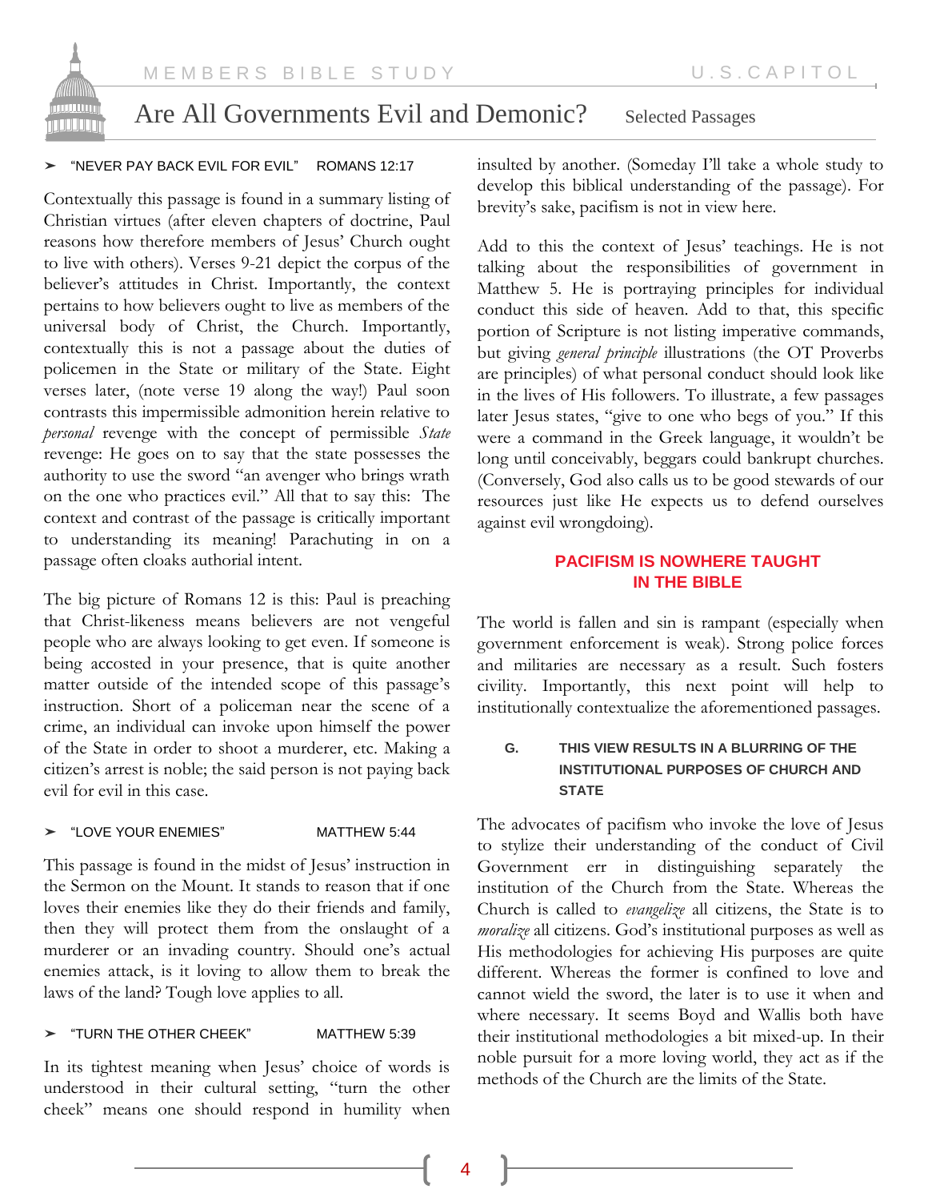## Are All Governments Evil and Demonic? Selected Passages

➤ "NEVER PAY BACK EVIL FOR EVIL" ROMANS 12:17

Contextually this passage is found in a summary listing of Christian virtues (after eleven chapters of doctrine, Paul reasons how therefore members of Jesus' Church ought to live with others). Verses 9-21 depict the corpus of the believer's attitudes in Christ. Importantly, the context pertains to how believers ought to live as members of the universal body of Christ, the Church. Importantly, contextually this is not a passage about the duties of policemen in the State or military of the State. Eight verses later, (note verse 19 along the way!) Paul soon contrasts this impermissible admonition herein relative to *personal* revenge with the concept of permissible *State* revenge: He goes on to say that the state possesses the authority to use the sword "an avenger who brings wrath on the one who practices evil." All that to say this: The context and contrast of the passage is critically important to understanding its meaning! Parachuting in on a passage often cloaks authorial intent.

The big picture of Romans 12 is this: Paul is preaching that Christ-likeness means believers are not vengeful people who are always looking to get even. If someone is being accosted in your presence, that is quite another matter outside of the intended scope of this passage's instruction. Short of a policeman near the scene of a crime, an individual can invoke upon himself the power of the State in order to shoot a murderer, etc. Making a citizen's arrest is noble; the said person is not paying back evil for evil in this case.

➤ "LOVE YOUR ENEMIES" MATTHEW 5:44

This passage is found in the midst of Jesus' instruction in the Sermon on the Mount. It stands to reason that if one loves their enemies like they do their friends and family, then they will protect them from the onslaught of a murderer or an invading country. Should one's actual enemies attack, is it loving to allow them to break the laws of the land? Tough love applies to all.

➤ "TURN THE OTHER CHEEK" MATTHEW 5:39

In its tightest meaning when Jesus' choice of words is understood in their cultural setting, "turn the other cheek" means one should respond in humility when insulted by another. (Someday I'll take a whole study to develop this biblical understanding of the passage). For brevity's sake, pacifism is not in view here.

Add to this the context of Jesus' teachings. He is not talking about the responsibilities of government in Matthew 5. He is portraying principles for individual conduct this side of heaven. Add to that, this specific portion of Scripture is not listing imperative commands, but giving *general principle* illustrations (the OT Proverbs are principles) of what personal conduct should look like in the lives of His followers. To illustrate, a few passages later Jesus states, "give to one who begs of you." If this were a command in the Greek language, it wouldn't be long until conceivably, beggars could bankrupt churches. (Conversely, God also calls us to be good stewards of our resources just like He expects us to defend ourselves against evil wrongdoing).

**PACIFISM IS NOWHERE TAUGHT IN THE BIBLE**

The world is fallen and sin is rampant (especially when government enforcement is weak). Strong police forces and militaries are necessary as a result. Such fosters civility. Importantly, this next point will help to institutionally contextualize the aforementioned passages.

### G. THIS VIEW RESULTS IN A BLURRING OF THE INSTITUTIONAL PURPOSES OF CHURCH AND STATE

The advocates of pacifism who invoke the love of Jesus to stylize their understanding of the conduct of Civil Government err in distinguishing separately the institution of the Church from the State. Whereas the Church is called to *evangelize* all citizens, the State is to *moralize* all citizens. God's institutional purposes as well as His methodologies for achieving His purposes are quite different. Whereas the former is confined to love and cannot wield the sword, the later is to use it when and where necessary. It seems Boyd and Wallis both have their institutional methodologies a bit mixed-up. In their noble pursuit for a more loving world, they act as if the methods of the Church are the limits of the State.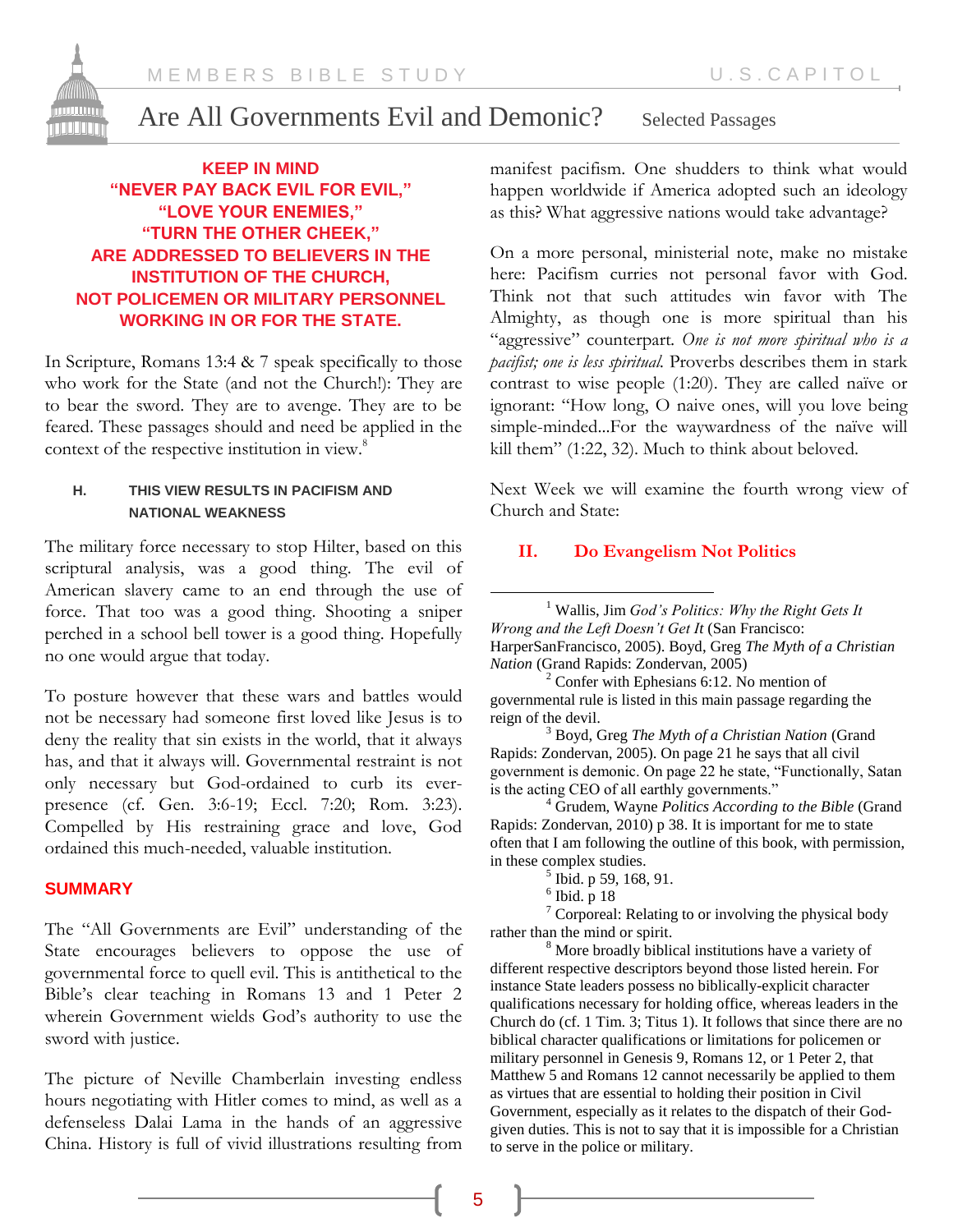**KEEP IN MIND**
**"NEVER PAY BACK EVIL FOR EVIL,"**
**"LOVE YOUR ENEMIES,"**
**"TURN THE OTHER CHEEK,"**
**ARE ADDRESSED TO BELIEVERS IN THE INSTITUTION OF THE CHURCH,**
**NOT POLICEMEN OR MILITARY PERSONNEL WORKING IN OR FOR THE STATE.**

In Scripture, Romans 13:4 & 7 speak specifically to those who work for the State (and not the Church!): They are to bear the sword. They are to avenge. They are to be feared. These passages should and need be applied in the context of the respective institution in view.[8]

#### H. THIS VIEW RESULTS IN PACIFISM AND NATIONAL WEAKNESS

The military force necessary to stop Hilter, based on this scriptural analysis, was a good thing. The evil of American slavery came to an end through the use of force. That too was a good thing. Shooting a sniper perched in a school bell tower is a good thing. Hopefully no one would argue that today.

To posture however that these wars and battles would not be necessary had someone first loved like Jesus is to deny the reality that sin exists in the world, that it always has, and that it always will. Governmental restraint is not only necessary but God-ordained to curb its ever-presence (cf. Gen. 3:6-19; Eccl. 7:20; Rom. 3:23). Compelled by His restraining grace and love, God ordained this much-needed, valuable institution.

### SUMMARY

The "All Governments are Evil" understanding of the State encourages believers to oppose the use of governmental force to quell evil. This is antithetical to the Bible's clear teaching in Romans 13 and 1 Peter 2 wherein Government wields God's authority to use the sword with justice.

The picture of Neville Chamberlain investing endless hours negotiating with Hitler comes to mind, as well as a defenseless Dalai Lama in the hands of an aggressive China. History is full of vivid illustrations resulting from manifest pacifism. One shudders to think what would happen worldwide if America adopted such an ideology as this? What aggressive nations would take advantage?

On a more personal, ministerial note, make no mistake here: Pacifism curries not personal favor with God. Think not that such attitudes win favor with The Almighty, as though one is more spiritual than his "aggressive" counterpart. *One is not more spiritual who is a pacifist; one is less spiritual.* Proverbs describes them in stark contrast to wise people (1:20). They are called naïve or ignorant: "How long, O naive ones, will you love being simple-minded...For the waywardness of the naïve will kill them" (1:22, 32). Much to think about beloved.

Next Week we will examine the fourth wrong view of Church and State:

## II. Do Evangelism Not Politics

---

[1] Wallis, Jim *God's Politics: Why the Right Gets It Wrong and the Left Doesn't Get It* (San Francisco: HarperSanFrancisco, 2005). Boyd, Greg *The Myth of a Christian Nation* (Grand Rapids: Zondervan, 2005)

[2] Confer with Ephesians 6:12. No mention of governmental rule is listed in this main passage regarding the reign of the devil.

[3] Boyd, Greg *The Myth of a Christian Nation* (Grand Rapids: Zondervan, 2005). On page 21 he says that all civil government is demonic. On page 22 he state, "Functionally, Satan is the acting CEO of all earthly governments."

[4] Grudem, Wayne *Politics According to the Bible* (Grand Rapids: Zondervan, 2010) p 38. It is important for me to state often that I am following the outline of this book, with permission, in these complex studies.

[5] Ibid. p 59, 168, 91.

[6] Ibid. p 18

[7] Corporeal: Relating to or involving the physical body rather than the mind or spirit.

[8] More broadly biblical institutions have a variety of different respective descriptors beyond those listed herein. For instance State leaders possess no biblically-explicit character qualifications necessary for holding office, whereas leaders in the Church do (cf. 1 Tim. 3; Titus 1). It follows that since there are no biblical character qualifications or limitations for policemen or military personnel in Genesis 9, Romans 12, or 1 Peter 2, that Matthew 5 and Romans 12 cannot necessarily be applied to them as virtues that are essential to holding their position in Civil Government, especially as it relates to the dispatch of their God-given duties. This is not to say that it is impossible for a Christian to serve in the police or military.